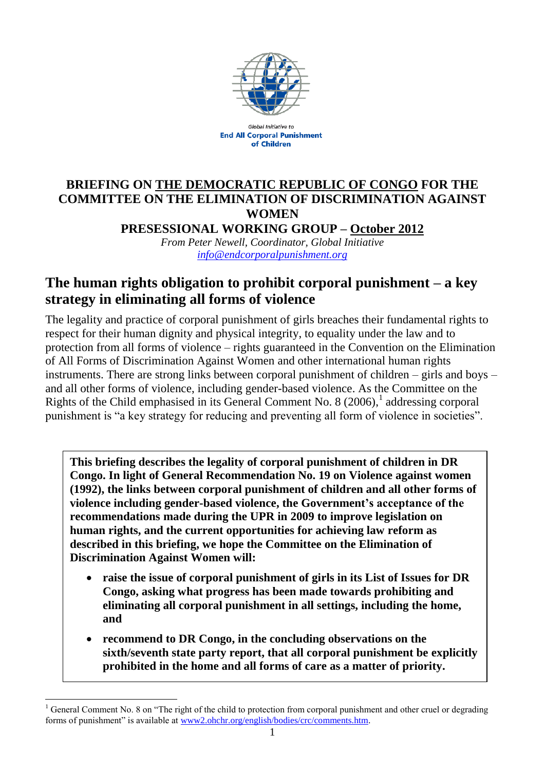Global Initiative to
**End All Corporal Punishment of Children**

# BRIEFING ON THE DEMOCRATIC REPUBLIC OF CONGO FOR THE COMMITTEE ON THE ELIMINATION OF DISCRIMINATION AGAINST WOMEN

## PRESESSIONAL WORKING GROUP – October 2012

*From Peter Newell, Coordinator, Global Initiative*
*info@endcorporalpunishment.org*

## The human rights obligation to prohibit corporal punishment – a key strategy in eliminating all forms of violence

The legality and practice of corporal punishment of girls breaches their fundamental rights to respect for their human dignity and physical integrity, to equality under the law and to protection from all forms of violence – rights guaranteed in the Convention on the Elimination of All Forms of Discrimination Against Women and other international human rights instruments. There are strong links between corporal punishment of children – girls and boys – and all other forms of violence, including gender-based violence. As the Committee on the Rights of the Child emphasised in its General Comment No. 8 (2006),[1] addressing corporal punishment is "a key strategy for reducing and preventing all form of violence in societies".

**This briefing describes the legality of corporal punishment of children in DR Congo. In light of General Recommendation No. 19 on Violence against women (1992), the links between corporal punishment of children and all other forms of violence including gender-based violence, the Government's acceptance of the recommendations made during the UPR in 2009 to improve legislation on human rights, and the current opportunities for achieving law reform as described in this briefing, we hope the Committee on the Elimination of Discrimination Against Women will:**

- **raise the issue of corporal punishment of girls in its List of Issues for DR Congo, asking what progress has been made towards prohibiting and eliminating all corporal punishment in all settings, including the home, and**
- **recommend to DR Congo, in the concluding observations on the sixth/seventh state party report, that all corporal punishment be explicitly prohibited in the home and all forms of care as a matter of priority.**

[1] General Comment No. 8 on "The right of the child to protection from corporal punishment and other cruel or degrading forms of punishment" is available at www2.ohchr.org/english/bodies/crc/comments.htm.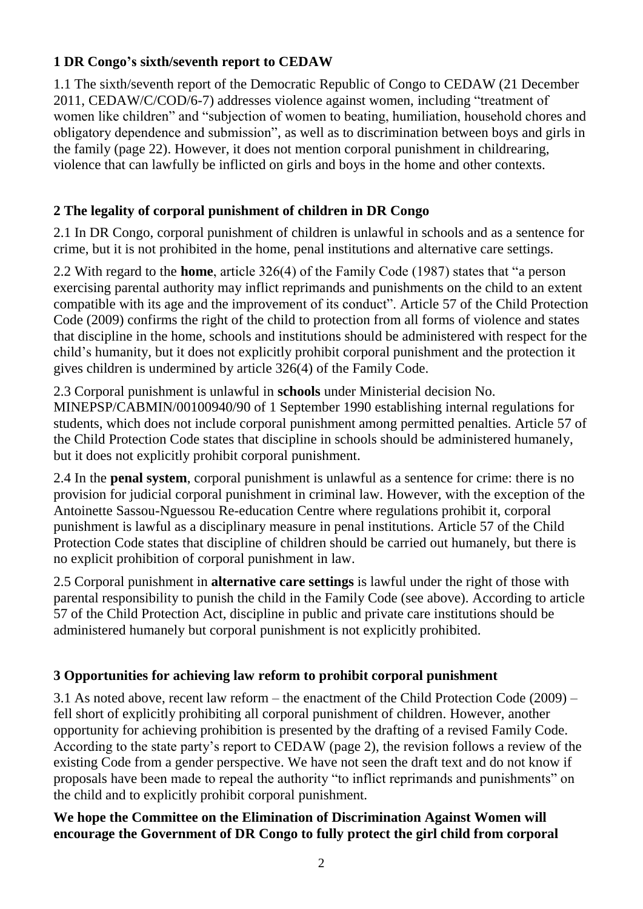## 1 DR Congo's sixth/seventh report to CEDAW

1.1 The sixth/seventh report of the Democratic Republic of Congo to CEDAW (21 December 2011, CEDAW/C/COD/6-7) addresses violence against women, including "treatment of women like children" and "subjection of women to beating, humiliation, household chores and obligatory dependence and submission", as well as to discrimination between boys and girls in the family (page 22). However, it does not mention corporal punishment in childrearing, violence that can lawfully be inflicted on girls and boys in the home and other contexts.

## 2 The legality of corporal punishment of children in DR Congo

2.1 In DR Congo, corporal punishment of children is unlawful in schools and as a sentence for crime, but it is not prohibited in the home, penal institutions and alternative care settings.

2.2 With regard to the **home**, article 326(4) of the Family Code (1987) states that "a person exercising parental authority may inflict reprimands and punishments on the child to an extent compatible with its age and the improvement of its conduct". Article 57 of the Child Protection Code (2009) confirms the right of the child to protection from all forms of violence and states that discipline in the home, schools and institutions should be administered with respect for the child's humanity, but it does not explicitly prohibit corporal punishment and the protection it gives children is undermined by article 326(4) of the Family Code.

2.3 Corporal punishment is unlawful in **schools** under Ministerial decision No. MINEPSP/CABMIN/00100940/90 of 1 September 1990 establishing internal regulations for students, which does not include corporal punishment among permitted penalties. Article 57 of the Child Protection Code states that discipline in schools should be administered humanely, but it does not explicitly prohibit corporal punishment.

2.4 In the **penal system**, corporal punishment is unlawful as a sentence for crime: there is no provision for judicial corporal punishment in criminal law. However, with the exception of the Antoinette Sassou-Nguessou Re-education Centre where regulations prohibit it, corporal punishment is lawful as a disciplinary measure in penal institutions. Article 57 of the Child Protection Code states that discipline of children should be carried out humanely, but there is no explicit prohibition of corporal punishment in law.

2.5 Corporal punishment in **alternative care settings** is lawful under the right of those with parental responsibility to punish the child in the Family Code (see above). According to article 57 of the Child Protection Act, discipline in public and private care institutions should be administered humanely but corporal punishment is not explicitly prohibited.

## 3 Opportunities for achieving law reform to prohibit corporal punishment

3.1 As noted above, recent law reform – the enactment of the Child Protection Code (2009) – fell short of explicitly prohibiting all corporal punishment of children. However, another opportunity for achieving prohibition is presented by the drafting of a revised Family Code. According to the state party's report to CEDAW (page 2), the revision follows a review of the existing Code from a gender perspective. We have not seen the draft text and do not know if proposals have been made to repeal the authority "to inflict reprimands and punishments" on the child and to explicitly prohibit corporal punishment.

**We hope the Committee on the Elimination of Discrimination Against Women will encourage the Government of DR Congo to fully protect the girl child from corporal**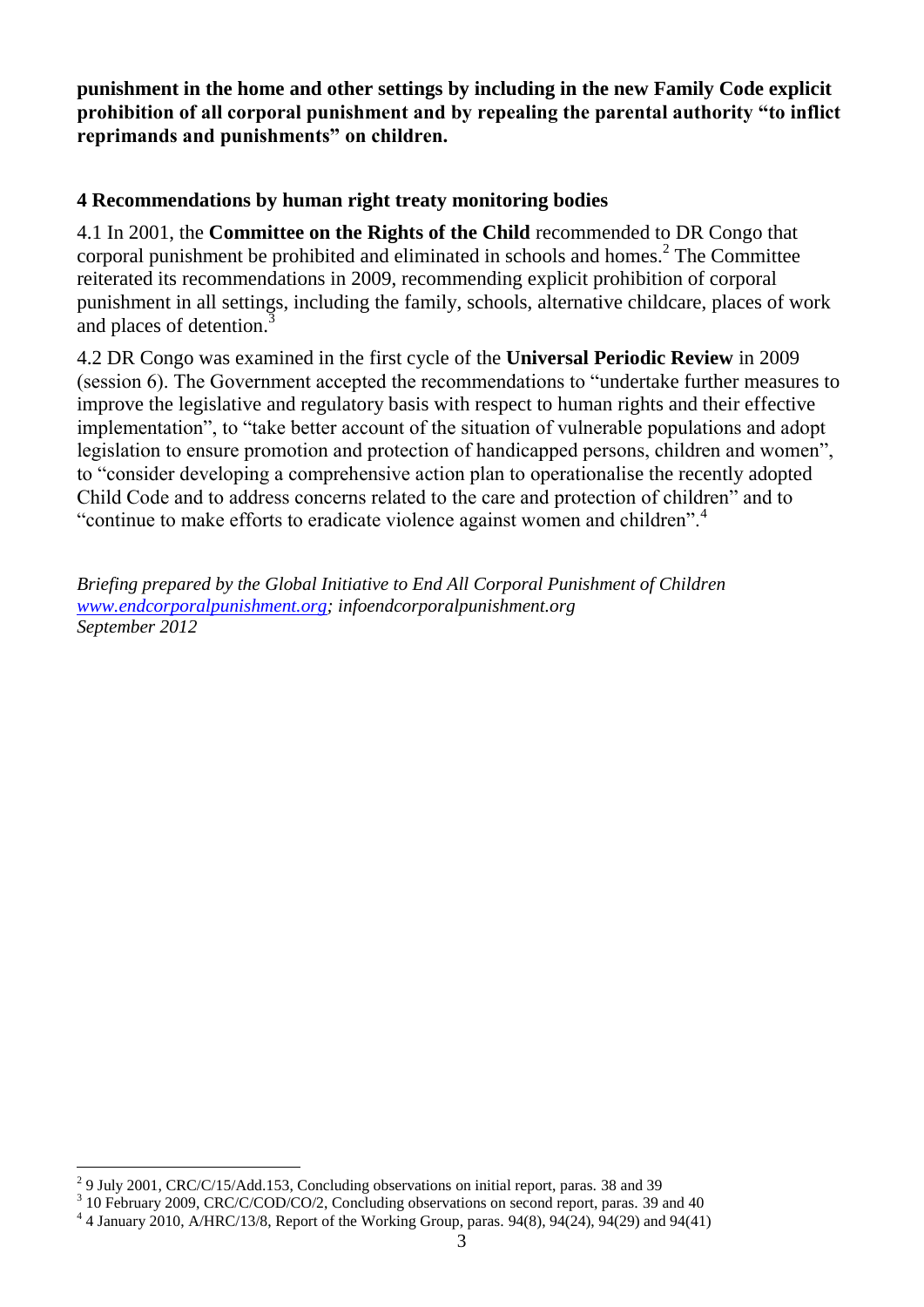**punishment in the home and other settings by including in the new Family Code explicit prohibition of all corporal punishment and by repealing the parental authority "to inflict reprimands and punishments" on children.**

## 4 Recommendations by human right treaty monitoring bodies

4.1 In 2001, the **Committee on the Rights of the Child** recommended to DR Congo that corporal punishment be prohibited and eliminated in schools and homes.[2] The Committee reiterated its recommendations in 2009, recommending explicit prohibition of corporal punishment in all settings, including the family, schools, alternative childcare, places of work and places of detention.[3]

4.2 DR Congo was examined in the first cycle of the **Universal Periodic Review** in 2009 (session 6). The Government accepted the recommendations to "undertake further measures to improve the legislative and regulatory basis with respect to human rights and their effective implementation", to "take better account of the situation of vulnerable populations and adopt legislation to ensure promotion and protection of handicapped persons, children and women", to "consider developing a comprehensive action plan to operationalise the recently adopted Child Code and to address concerns related to the care and protection of children" and to "continue to make efforts to eradicate violence against women and children".[4]

*Briefing prepared by the Global Initiative to End All Corporal Punishment of Children [www.endcorporalpunishment.org](http://www.endcorporalpunishment.org); infoendcorporalpunishment.org*
*September 2012*

---

[2] 9 July 2001, CRC/C/15/Add.153, Concluding observations on initial report, paras. 38 and 39

[3] 10 February 2009, CRC/C/COD/CO/2, Concluding observations on second report, paras. 39 and 40

[4] 4 January 2010, A/HRC/13/8, Report of the Working Group, paras. 94(8), 94(24), 94(29) and 94(41)